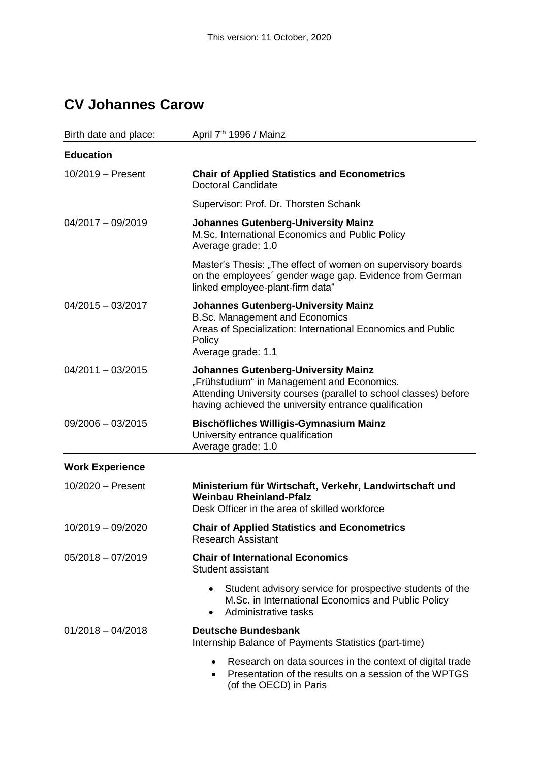This version: 11 October, 2020

# CV Johannes Carow

| Birth date and place: | April 7th 1996 / Mainz |
|---|---|

## Education

| | |
|---|---|
| 10/2019 – Present | **Chair of Applied Statistics and Econometrics**<br>Doctoral Candidate<br><br>Supervisor: Prof. Dr. Thorsten Schank |
| 04/2017 – 09/2019 | **Johannes Gutenberg-University Mainz**<br>M.Sc. International Economics and Public Policy<br>Average grade: 1.0<br><br>Master's Thesis: „The effect of women on supervisory boards on the employees´ gender wage gap. Evidence from German linked employee-plant-firm data" |
| 04/2015 – 03/2017 | **Johannes Gutenberg-University Mainz**<br>B.Sc. Management and Economics<br>Areas of Specialization: International Economics and Public Policy<br>Average grade: 1.1 |
| 04/2011 – 03/2015 | **Johannes Gutenberg-University Mainz**<br>„Frühstudium" in Management and Economics.<br>Attending University courses (parallel to school classes) before having achieved the university entrance qualification |
| 09/2006 – 03/2015 | **Bischöfliches Willigis-Gymnasium Mainz**<br>University entrance qualification<br>Average grade: 1.0 |

## Work Experience

| | |
|---|---|
| 10/2020 – Present | **Ministerium für Wirtschaft, Verkehr, Landwirtschaft und Weinbau Rheinland-Pfalz**<br>Desk Officer in the area of skilled workforce |
| 10/2019 – 09/2020 | **Chair of Applied Statistics and Econometrics**<br>Research Assistant |
| 05/2018 – 07/2019 | **Chair of International Economics**<br>Student assistant<br><br>• Student advisory service for prospective students of the M.Sc. in International Economics and Public Policy<br>• Administrative tasks |
| 01/2018 – 04/2018 | **Deutsche Bundesbank**<br>Internship Balance of Payments Statistics (part-time)<br><br>• Research on data sources in the context of digital trade<br>• Presentation of the results on a session of the WPTGS (of the OECD) in Paris |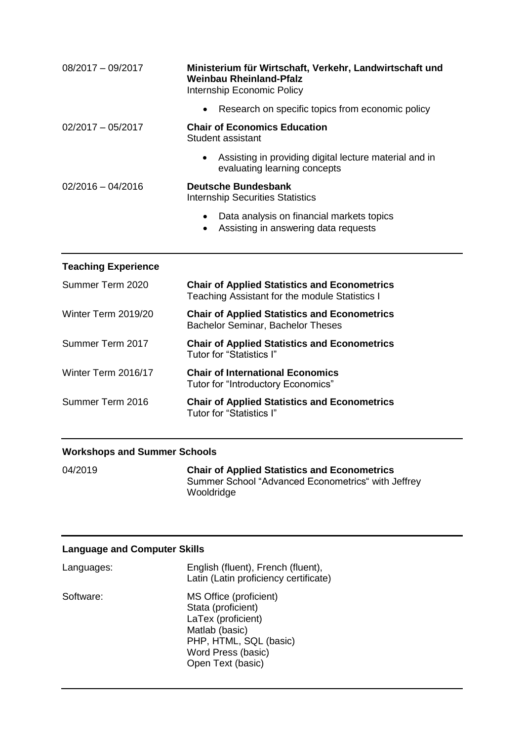08/2017 – 09/2017 **Ministerium für Wirtschaft, Verkehr, Landwirtschaft und Weinbau Rheinland-Pfalz**
Internship Economic Policy

- Research on specific topics from economic policy

02/2017 – 05/2017 **Chair of Economics Education**
Student assistant

- Assisting in providing digital lecture material and in evaluating learning concepts

02/2016 – 04/2016 **Deutsche Bundesbank**
Internship Securities Statistics

- Data analysis on financial markets topics
- Assisting in answering data requests

## Teaching Experience

Summer Term 2020 **Chair of Applied Statistics and Econometrics**
Teaching Assistant for the module Statistics I

Winter Term 2019/20 **Chair of Applied Statistics and Econometrics**
Bachelor Seminar, Bachelor Theses

Summer Term 2017 **Chair of Applied Statistics and Econometrics**
Tutor for "Statistics I"

Winter Term 2016/17 **Chair of International Economics**
Tutor for "Introductory Economics"

Summer Term 2016 **Chair of Applied Statistics and Econometrics**
Tutor for "Statistics I"

## Workshops and Summer Schools

04/2019 **Chair of Applied Statistics and Econometrics**
Summer School "Advanced Econometrics" with Jeffrey Wooldridge

## Language and Computer Skills

Languages: English (fluent), French (fluent),
Latin (Latin proficiency certificate)

Software: MS Office (proficient)
Stata (proficient)
LaTex (proficient)
Matlab (basic)
PHP, HTML, SQL (basic)
Word Press (basic)
Open Text (basic)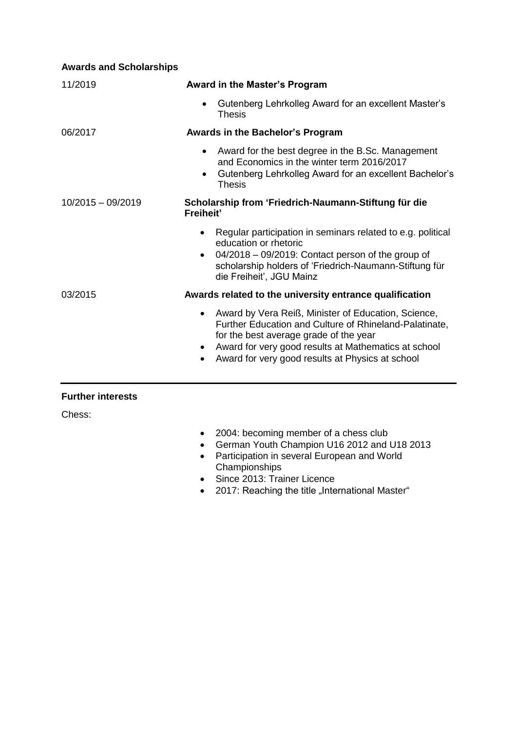**Awards and Scholarships**

11/2019 **Award in the Master's Program**

- Gutenberg Lehrkolleg Award for an excellent Master's Thesis

06/2017 **Awards in the Bachelor's Program**

- Award for the best degree in the B.Sc. Management and Economics in the winter term 2016/2017
- Gutenberg Lehrkolleg Award for an excellent Bachelor's Thesis

10/2015 – 09/2019 **Scholarship from 'Friedrich-Naumann-Stiftung für die Freiheit'**

- Regular participation in seminars related to e.g. political education or rhetoric
- 04/2018 – 09/2019: Contact person of the group of scholarship holders of 'Friedrich-Naumann-Stiftung für die Freiheit', JGU Mainz

03/2015 **Awards related to the university entrance qualification**

- Award by Vera Reiß, Minister of Education, Science, Further Education and Culture of Rhineland-Palatinate, for the best average grade of the year
- Award for very good results at Mathematics at school
- Award for very good results at Physics at school

---

**Further interests**

Chess:

- 2004: becoming member of a chess club
- German Youth Champion U16 2012 and U18 2013
- Participation in several European and World Championships
- Since 2013: Trainer Licence
- 2017: Reaching the title „International Master"